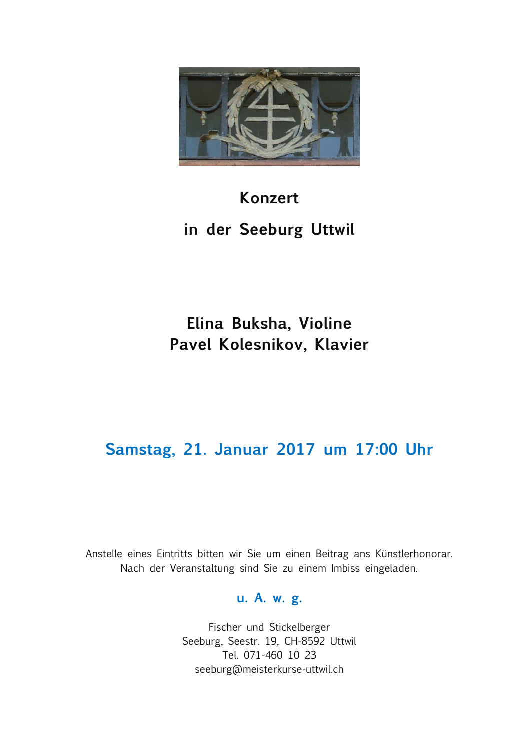# Konzert

# in der Seeburg Uttwil

## Elina Buksha, Violine
## Pavel Kolesnikov, Klavier

## Samstag, 21. Januar 2017 um 17:00 Uhr

Anstelle eines Eintritts bitten wir Sie um einen Beitrag ans Künstlerhonorar.
Nach der Veranstaltung sind Sie zu einem Imbiss eingeladen.

**u. A. w. g.**

Fischer und Stickelberger
Seeburg, Seestr. 19, CH-8592 Uttwil
Tel. 071-460 10 23
seeburg@meisterkurse-uttwil.ch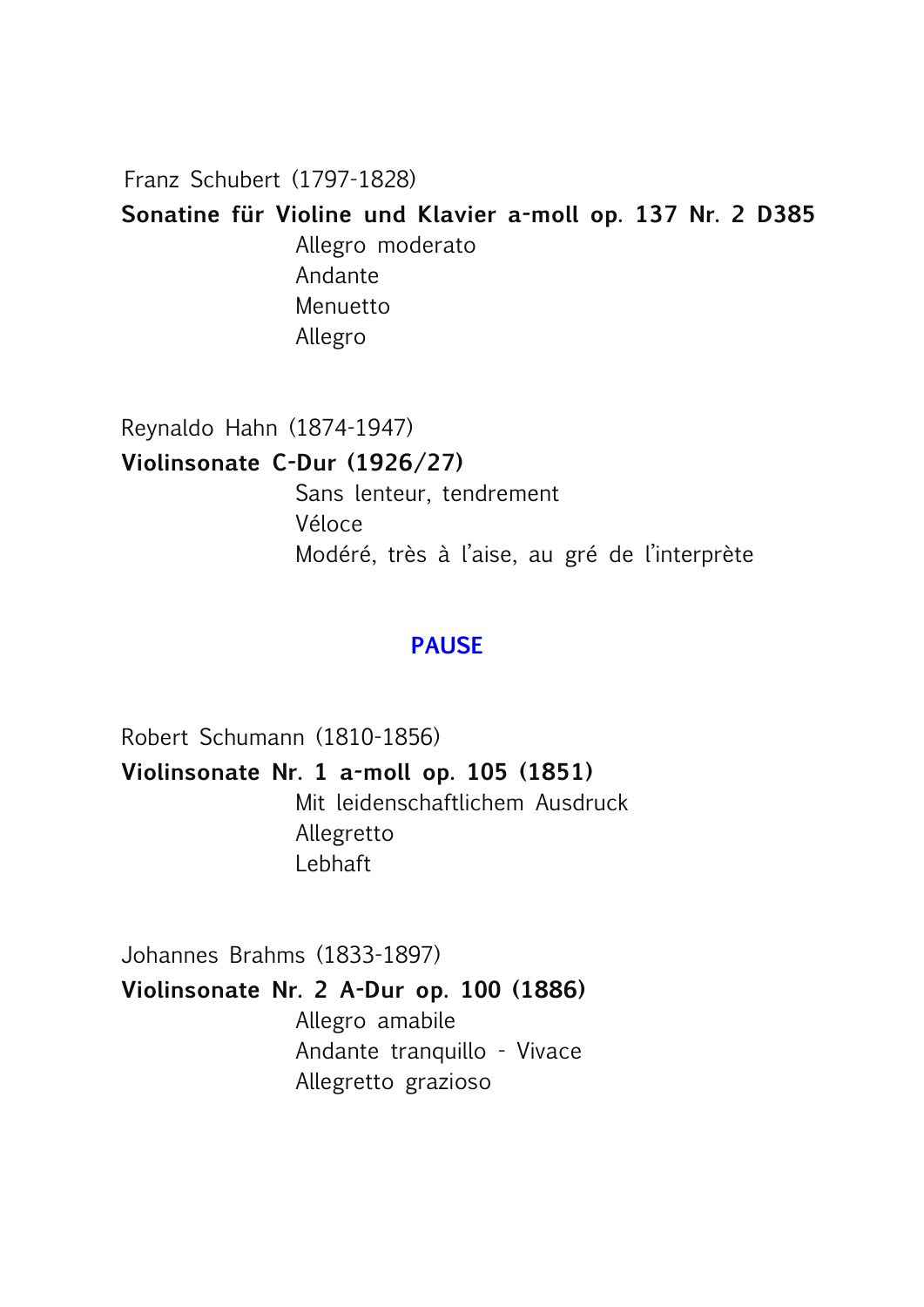Franz Schubert (1797-1828)

**Sonatine für Violine und Klavier a-moll op. 137 Nr. 2 D385**

Allegro moderato
Andante
Menuetto
Allegro

Reynaldo Hahn (1874-1947)

**Violinsonate C-Dur (1926/27)**

Sans lenteur, tendrement
Véloce
Modéré, très à l'aise, au gré de l'interprète

**PAUSE**

Robert Schumann (1810-1856)

**Violinsonate Nr. 1 a-moll op. 105 (1851)**

Mit leidenschaftlichem Ausdruck
Allegretto
Lebhaft

Johannes Brahms (1833-1897)

**Violinsonate Nr. 2 A-Dur op. 100 (1886)**

Allegro amabile
Andante tranquillo - Vivace
Allegretto grazioso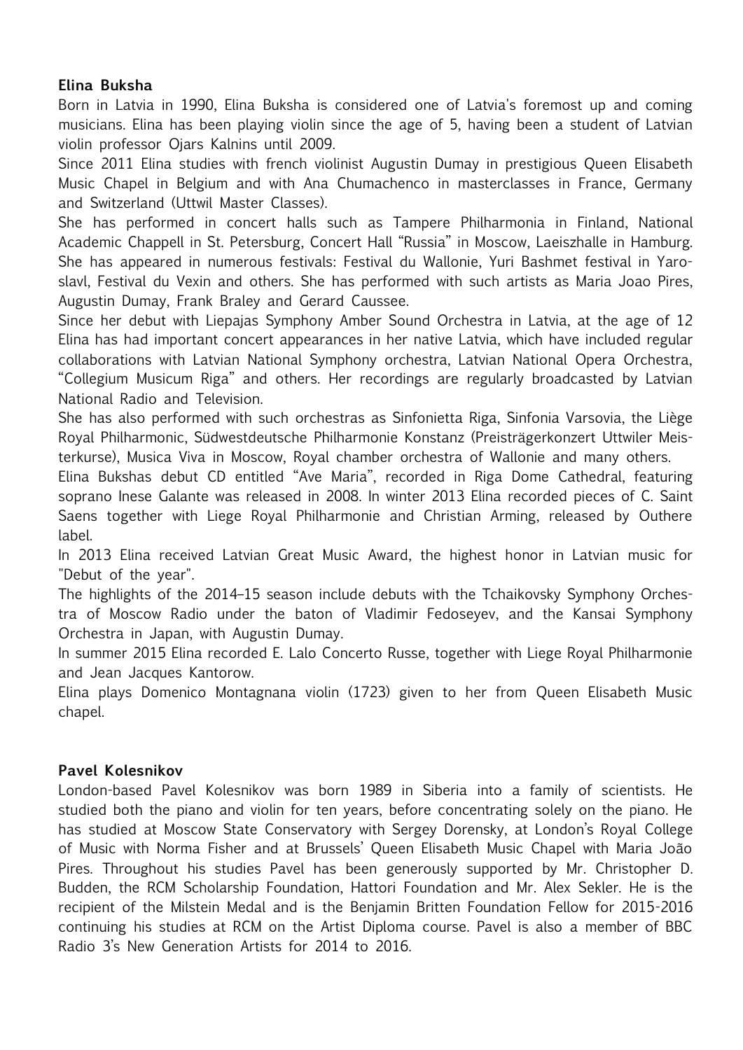## Elina Buksha

Born in Latvia in 1990, Elina Buksha is considered one of Latvia's foremost up and coming musicians. Elina has been playing violin since the age of 5, having been a student of Latvian violin professor Ojars Kalnins until 2009.

Since 2011 Elina studies with french violinist Augustin Dumay in prestigious Queen Elisabeth Music Chapel in Belgium and with Ana Chumachenco in masterclasses in France, Germany and Switzerland (Uttwil Master Classes).

She has performed in concert halls such as Tampere Philharmonia in Finland, National Academic Chappell in St. Petersburg, Concert Hall "Russia" in Moscow, Laeiszhalle in Hamburg. She has appeared in numerous festivals: Festival du Wallonie, Yuri Bashmet festival in Yaroslavl, Festival du Vexin and others. She has performed with such artists as Maria Joao Pires, Augustin Dumay, Frank Braley and Gerard Caussee.

Since her debut with Liepajas Symphony Amber Sound Orchestra in Latvia, at the age of 12 Elina has had important concert appearances in her native Latvia, which have included regular collaborations with Latvian National Symphony orchestra, Latvian National Opera Orchestra, "Collegium Musicum Riga" and others. Her recordings are regularly broadcasted by Latvian National Radio and Television.

She has also performed with such orchestras as Sinfonietta Riga, Sinfonia Varsovia, the Liège Royal Philharmonic, Südwestdeutsche Philharmonie Konstanz (Preisträgerkonzert Uttwiler Meisterkurse), Musica Viva in Moscow, Royal chamber orchestra of Wallonie and many others.

Elina Bukshas debut CD entitled "Ave Maria", recorded in Riga Dome Cathedral, featuring soprano Inese Galante was released in 2008. In winter 2013 Elina recorded pieces of C. Saint Saens together with Liege Royal Philharmonie and Christian Arming, released by Outhere label.

In 2013 Elina received Latvian Great Music Award, the highest honor in Latvian music for "Debut of the year".

The highlights of the 2014–15 season include debuts with the Tchaikovsky Symphony Orchestra of Moscow Radio under the baton of Vladimir Fedoseyev, and the Kansai Symphony Orchestra in Japan, with Augustin Dumay.

In summer 2015 Elina recorded E. Lalo Concerto Russe, together with Liege Royal Philharmonie and Jean Jacques Kantorow.

Elina plays Domenico Montagnana violin (1723) given to her from Queen Elisabeth Music chapel.

## Pavel Kolesnikov

London-based Pavel Kolesnikov was born 1989 in Siberia into a family of scientists. He studied both the piano and violin for ten years, before concentrating solely on the piano. He has studied at Moscow State Conservatory with Sergey Dorensky, at London's Royal College of Music with Norma Fisher and at Brussels' Queen Elisabeth Music Chapel with Maria João Pires. Throughout his studies Pavel has been generously supported by Mr. Christopher D. Budden, the RCM Scholarship Foundation, Hattori Foundation and Mr. Alex Sekler. He is the recipient of the Milstein Medal and is the Benjamin Britten Foundation Fellow for 2015-2016 continuing his studies at RCM on the Artist Diploma course. Pavel is also a member of BBC Radio 3's New Generation Artists for 2014 to 2016.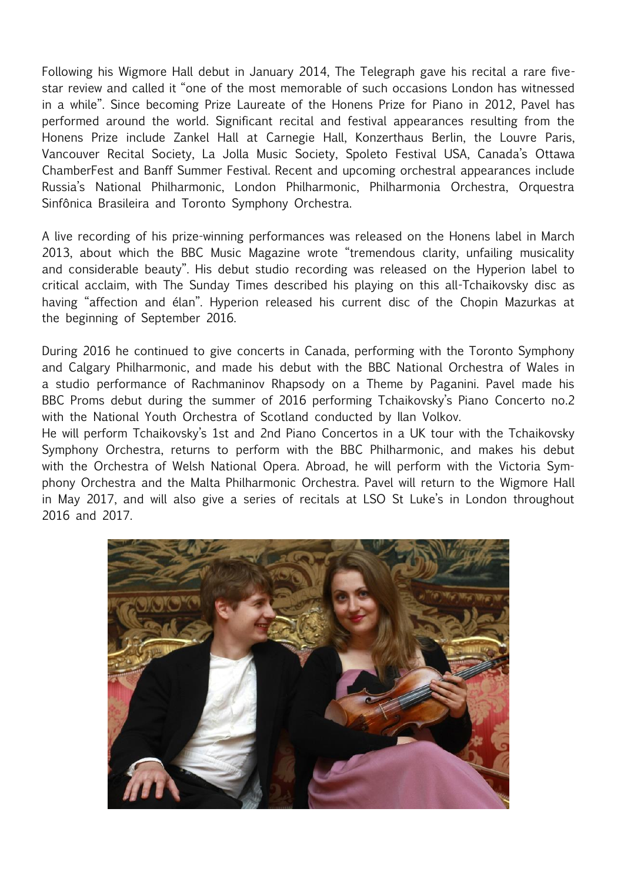Following his Wigmore Hall debut in January 2014, The Telegraph gave his recital a rare five-star review and called it "one of the most memorable of such occasions London has witnessed in a while". Since becoming Prize Laureate of the Honens Prize for Piano in 2012, Pavel has performed around the world. Significant recital and festival appearances resulting from the Honens Prize include Zankel Hall at Carnegie Hall, Konzerthaus Berlin, the Louvre Paris, Vancouver Recital Society, La Jolla Music Society, Spoleto Festival USA, Canada's Ottawa ChamberFest and Banff Summer Festival. Recent and upcoming orchestral appearances include Russia's National Philharmonic, London Philharmonic, Philharmonia Orchestra, Orquestra Sinfônica Brasileira and Toronto Symphony Orchestra.

A live recording of his prize-winning performances was released on the Honens label in March 2013, about which the BBC Music Magazine wrote "tremendous clarity, unfailing musicality and considerable beauty". His debut studio recording was released on the Hyperion label to critical acclaim, with The Sunday Times described his playing on this all-Tchaikovsky disc as having "affection and élan". Hyperion released his current disc of the Chopin Mazurkas at the beginning of September 2016.

During 2016 he continued to give concerts in Canada, performing with the Toronto Symphony and Calgary Philharmonic, and made his debut with the BBC National Orchestra of Wales in a studio performance of Rachmaninov Rhapsody on a Theme by Paganini. Pavel made his BBC Proms debut during the summer of 2016 performing Tchaikovsky's Piano Concerto no.2 with the National Youth Orchestra of Scotland conducted by Ilan Volkov.
He will perform Tchaikovsky's 1st and 2nd Piano Concertos in a UK tour with the Tchaikovsky Symphony Orchestra, returns to perform with the BBC Philharmonic, and makes his debut with the Orchestra of Welsh National Opera. Abroad, he will perform with the Victoria Symphony Orchestra and the Malta Philharmonic Orchestra. Pavel will return to the Wigmore Hall in May 2017, and will also give a series of recitals at LSO St Luke's in London throughout 2016 and 2017.